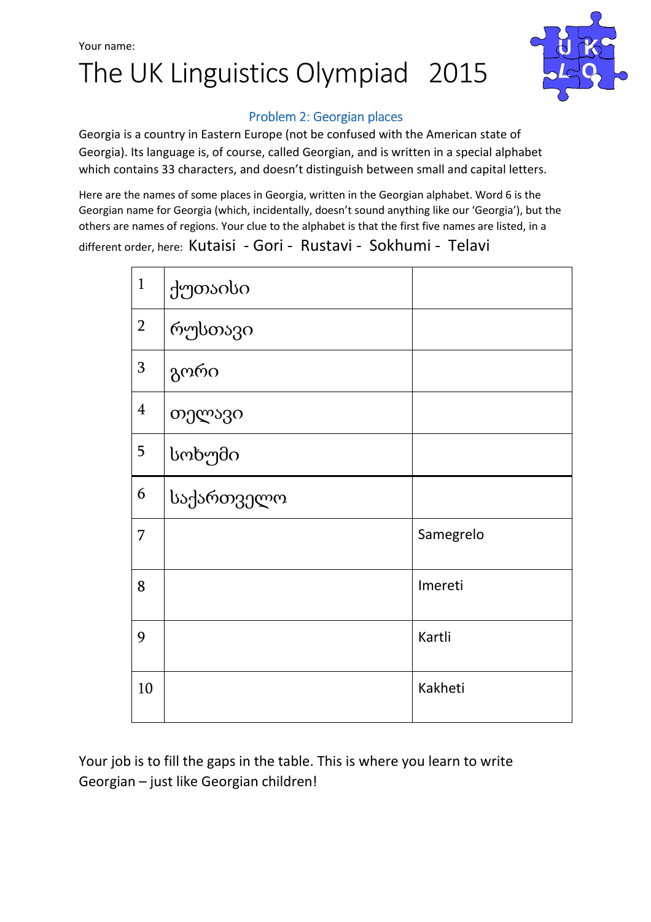Your name:

# The UK Linguistics Olympiad 2015

## Problem 2: Georgian places

Georgia is a country in Eastern Europe (not be confused with the American state of Georgia). Its language is, of course, called Georgian, and is written in a special alphabet which contains 33 characters, and doesn't distinguish between small and capital letters.

Here are the names of some places in Georgia, written in the Georgian alphabet. Word 6 is the Georgian name for Georgia (which, incidentally, doesn't sound anything like our 'Georgia'), but the others are names of regions. Your clue to the alphabet is that the first five names are listed, in a different order, here: Kutaisi - Gori - Rustavi - Sokhumi - Telavi

| | | |
|---|---|---|
| 1 | ქუთაისი | |
| 2 | რუსთავი | |
| 3 | გორი | |
| 4 | თელავი | |
| 5 | სოხუმი | |
| 6 | საქართველო | |
| 7 | | Samegrelo |
| 8 | | Imereti |
| 9 | | Kartli |
| 10 | | Kakheti |

Your job is to fill the gaps in the table. This is where you learn to write Georgian – just like Georgian children!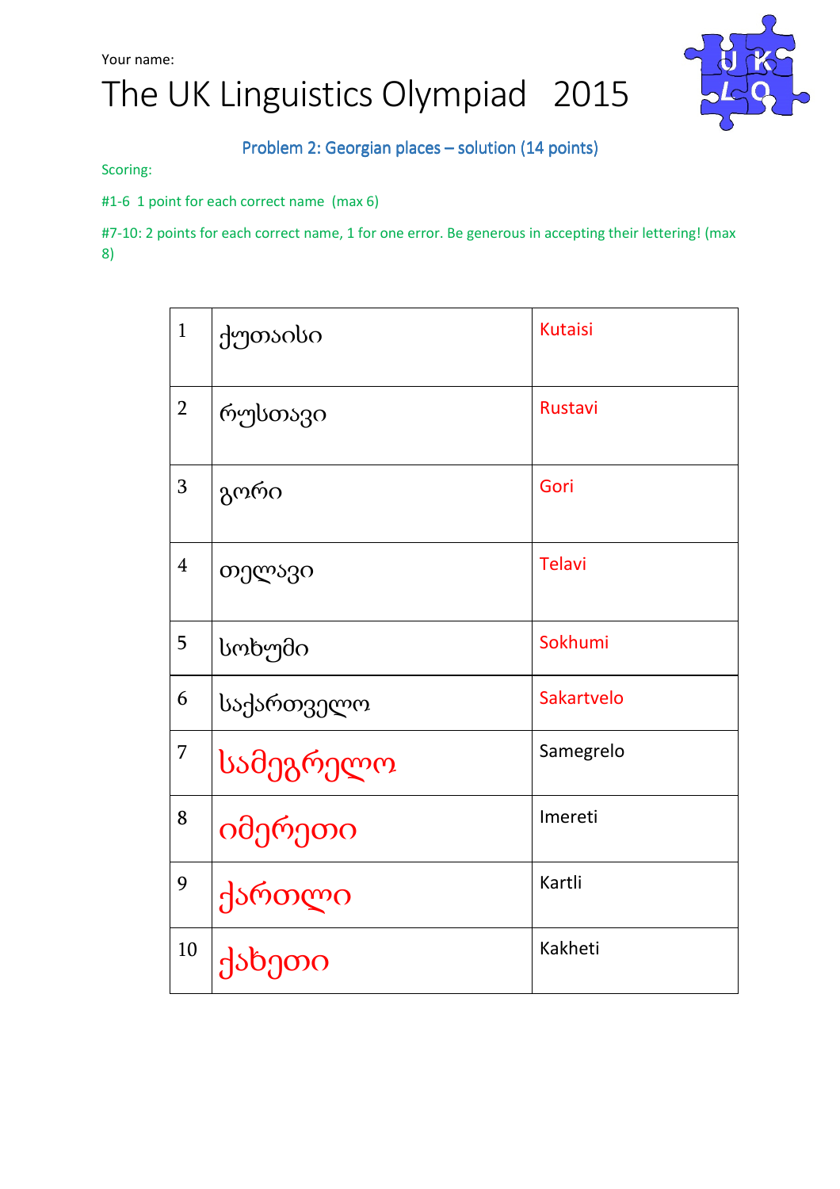Your name:

# The UK Linguistics Olympiad 2015

## Problem 2: Georgian places – solution (14 points)

Scoring:

#1-6 1 point for each correct name (max 6)

#7-10: 2 points for each correct name, 1 for one error. Be generous in accepting their lettering! (max 8)

| | | |
|---|---|---|
| 1 | ქუთაისი | Kutaisi |
| 2 | რუსთავი | Rustavi |
| 3 | გორი | Gori |
| 4 | თელავი | Telavi |
| 5 | სოხუმი | Sokhumi |
| 6 | საქართველო | Sakartvelo |
| 7 | სამეგრელო | Samegrelo |
| 8 | იმერეთი | Imereti |
| 9 | ქართლი | Kartli |
| 10 | კახეთი | Kakheti |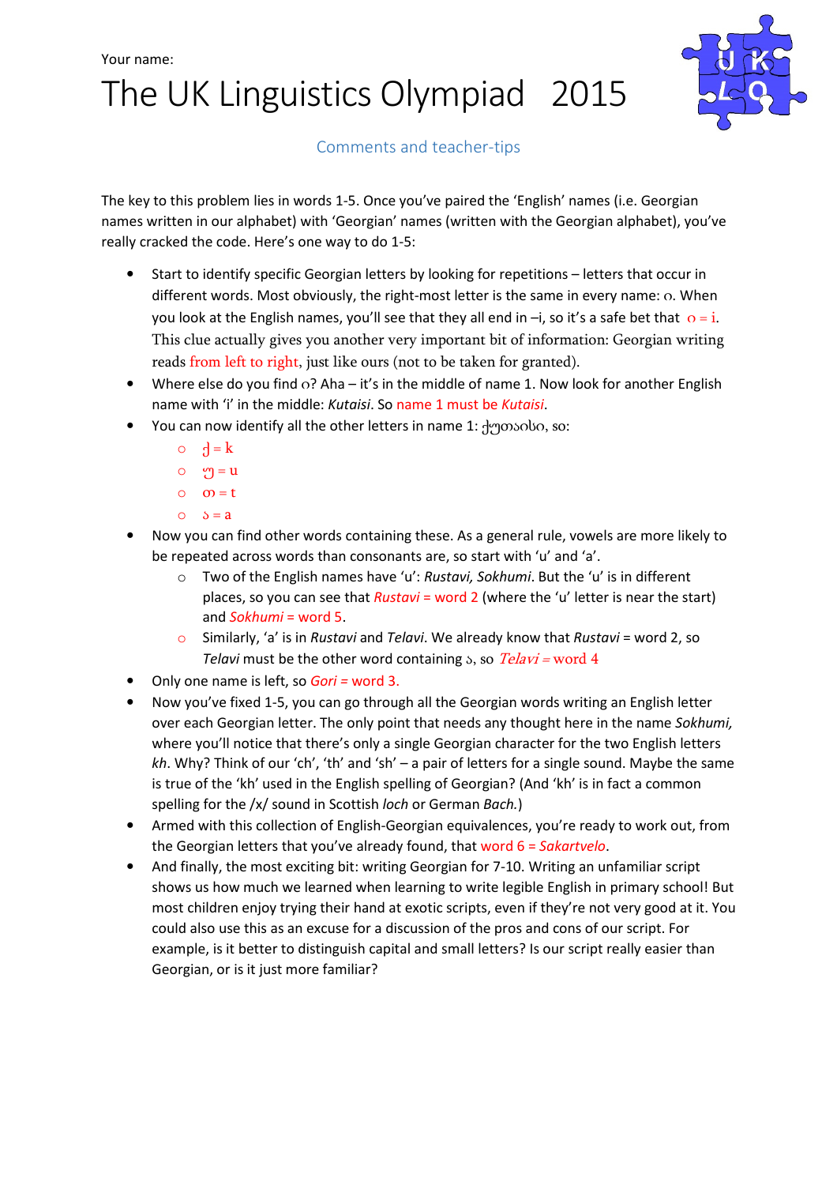Your name:

# The UK Linguistics Olympiad 2015

Comments and teacher-tips

The key to this problem lies in words 1-5. Once you've paired the 'English' names (i.e. Georgian names written in our alphabet) with 'Georgian' names (written with the Georgian alphabet), you've really cracked the code. Here's one way to do 1-5:

- Start to identify specific Georgian letters by looking for repetitions – letters that occur in different words. Most obviously, the right-most letter is the same in every name: ი. When you look at the English names, you'll see that they all end in –i, so it's a safe bet that ი = i. This clue actually gives you another very important bit of information: Georgian writing reads from left to right, just like ours (not to be taken for granted).
- Where else do you find ი? Aha – it's in the middle of name 1. Now look for another English name with 'i' in the middle: *Kutaisi*. So name 1 must be *Kutaisi*.
- You can now identify all the other letters in name 1: ქუთაისი, so:
  - ქ = k
  - უ = u
  - თ = t
  - ა = a
- Now you can find other words containing these. As a general rule, vowels are more likely to be repeated across words than consonants are, so start with 'u' and 'a'.
  - Two of the English names have 'u': *Rustavi, Sokhumi*. But the 'u' is in different places, so you can see that *Rustavi* = word 2 (where the 'u' letter is near the start) and *Sokhumi* = word 5.
  - Similarly, 'a' is in *Rustavi* and *Telavi*. We already know that *Rustavi* = word 2, so *Telavi* must be the other word containing ა, so *Telavi* = word 4
- Only one name is left, so *Gori* = word 3.
- Now you've fixed 1-5, you can go through all the Georgian words writing an English letter over each Georgian letter. The only point that needs any thought here in the name *Sokhumi,* where you'll notice that there's only a single Georgian character for the two English letters *kh*. Why? Think of our 'ch', 'th' and 'sh' – a pair of letters for a single sound. Maybe the same is true of the 'kh' used in the English spelling of Georgian? (And 'kh' is in fact a common spelling for the /x/ sound in Scottish *loch* or German *Bach.*)
- Armed with this collection of English-Georgian equivalences, you're ready to work out, from the Georgian letters that you've already found, that word 6 = *Sakartvelo*.
- And finally, the most exciting bit: writing Georgian for 7-10. Writing an unfamiliar script shows us how much we learned when learning to write legible English in primary school! But most children enjoy trying their hand at exotic scripts, even if they're not very good at it. You could also use this as an excuse for a discussion of the pros and cons of our script. For example, is it better to distinguish capital and small letters? Is our script really easier than Georgian, or is it just more familiar?